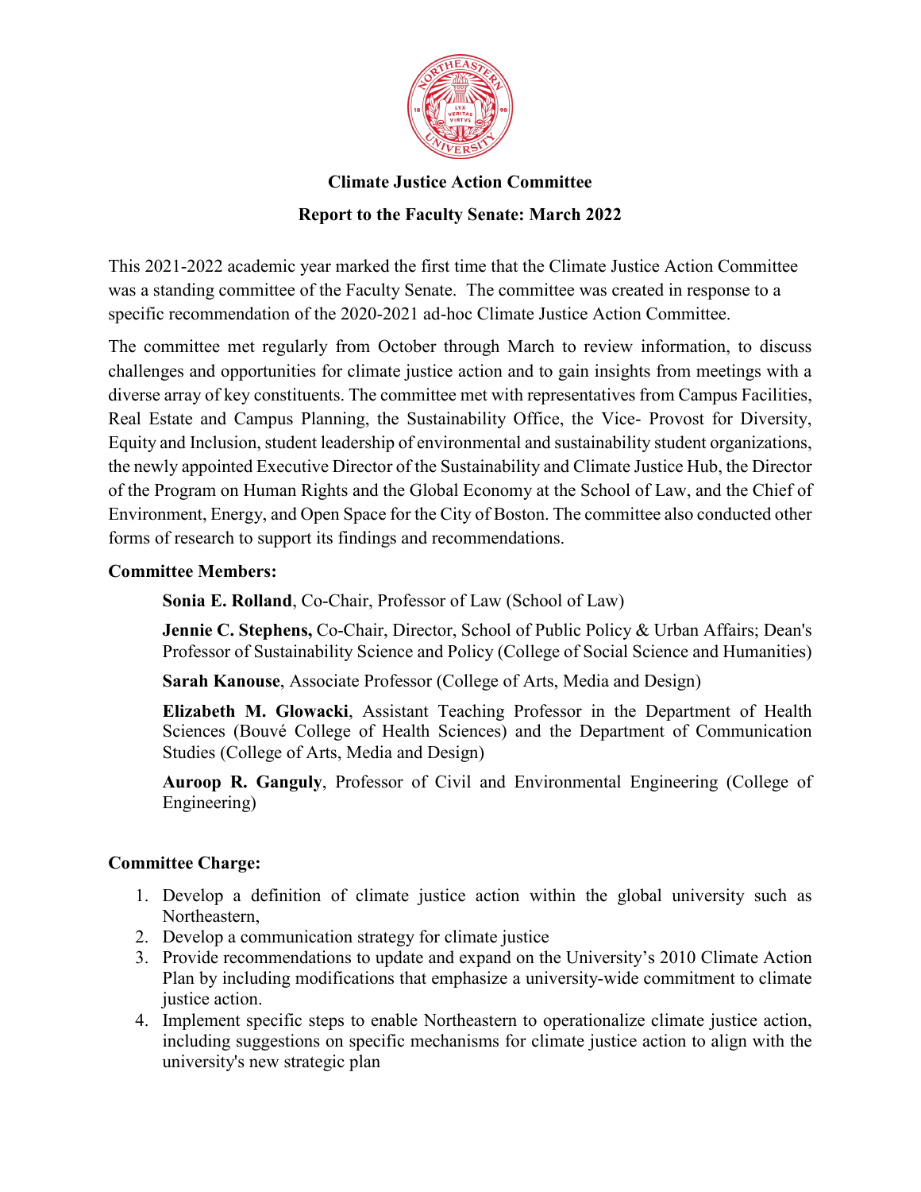**Climate Justice Action Committee**

**Report to the Faculty Senate: March 2022**

This 2021-2022 academic year marked the first time that the Climate Justice Action Committee was a standing committee of the Faculty Senate. The committee was created in response to a specific recommendation of the 2020-2021 ad-hoc Climate Justice Action Committee.

The committee met regularly from October through March to review information, to discuss challenges and opportunities for climate justice action and to gain insights from meetings with a diverse array of key constituents. The committee met with representatives from Campus Facilities, Real Estate and Campus Planning, the Sustainability Office, the Vice- Provost for Diversity, Equity and Inclusion, student leadership of environmental and sustainability student organizations, the newly appointed Executive Director of the Sustainability and Climate Justice Hub, the Director of the Program on Human Rights and the Global Economy at the School of Law, and the Chief of Environment, Energy, and Open Space for the City of Boston. The committee also conducted other forms of research to support its findings and recommendations.

**Committee Members:**

**Sonia E. Rolland**, Co-Chair, Professor of Law (School of Law)

**Jennie C. Stephens,** Co-Chair, Director, School of Public Policy & Urban Affairs; Dean's Professor of Sustainability Science and Policy (College of Social Science and Humanities)

**Sarah Kanouse**, Associate Professor (College of Arts, Media and Design)

**Elizabeth M. Glowacki**, Assistant Teaching Professor in the Department of Health Sciences (Bouvé College of Health Sciences) and the Department of Communication Studies (College of Arts, Media and Design)

**Auroop R. Ganguly**, Professor of Civil and Environmental Engineering (College of Engineering)

**Committee Charge:**

1. Develop a definition of climate justice action within the global university such as Northeastern,
2. Develop a communication strategy for climate justice
3. Provide recommendations to update and expand on the University's 2010 Climate Action Plan by including modifications that emphasize a university-wide commitment to climate justice action.
4. Implement specific steps to enable Northeastern to operationalize climate justice action, including suggestions on specific mechanisms for climate justice action to align with the university's new strategic plan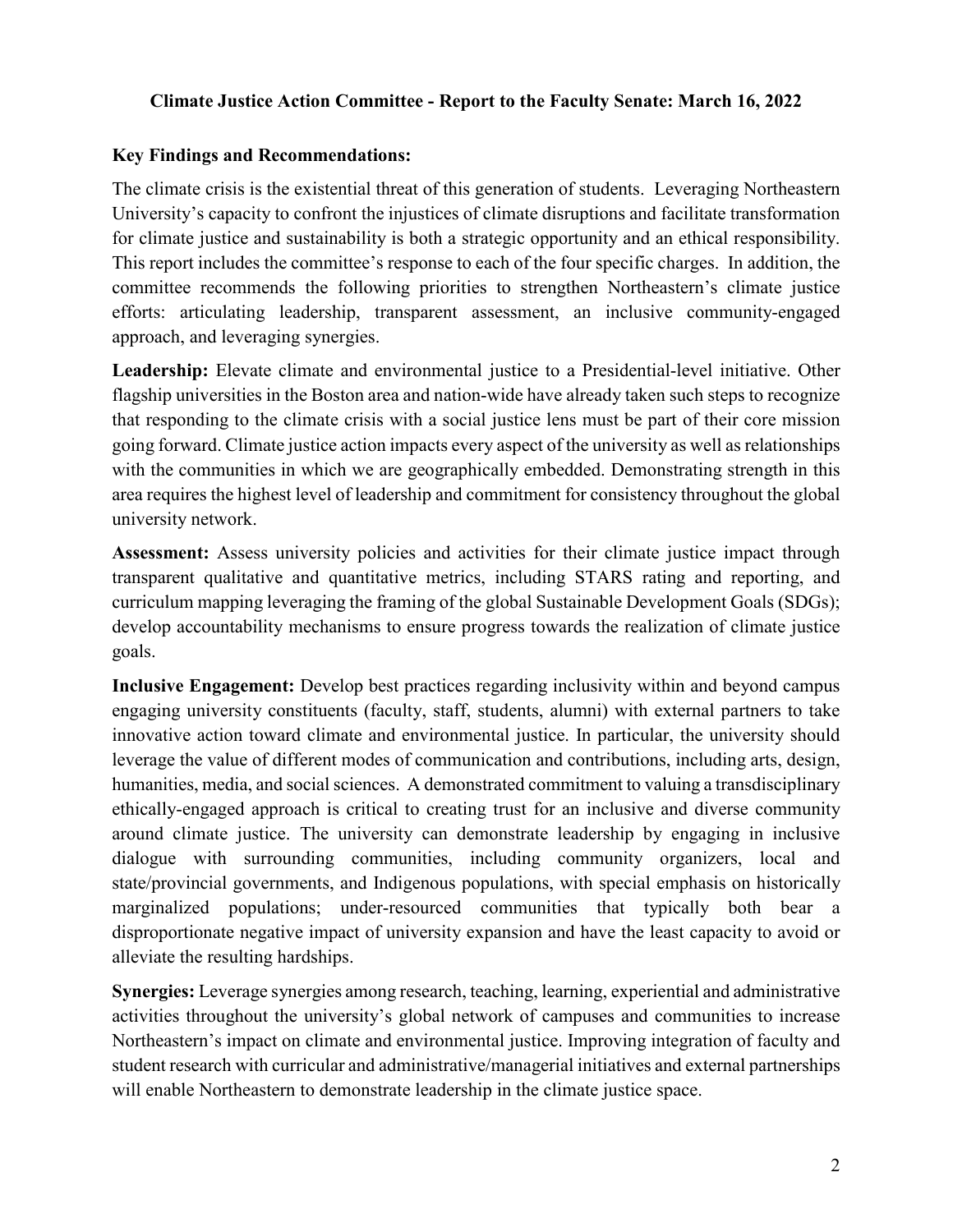## Climate Justice Action Committee - Report to the Faculty Senate: March 16, 2022

### Key Findings and Recommendations:

The climate crisis is the existential threat of this generation of students. Leveraging Northeastern University's capacity to confront the injustices of climate disruptions and facilitate transformation for climate justice and sustainability is both a strategic opportunity and an ethical responsibility. This report includes the committee's response to each of the four specific charges. In addition, the committee recommends the following priorities to strengthen Northeastern's climate justice efforts: articulating leadership, transparent assessment, an inclusive community-engaged approach, and leveraging synergies.

**Leadership:** Elevate climate and environmental justice to a Presidential-level initiative. Other flagship universities in the Boston area and nation-wide have already taken such steps to recognize that responding to the climate crisis with a social justice lens must be part of their core mission going forward. Climate justice action impacts every aspect of the university as well as relationships with the communities in which we are geographically embedded. Demonstrating strength in this area requires the highest level of leadership and commitment for consistency throughout the global university network.

**Assessment:** Assess university policies and activities for their climate justice impact through transparent qualitative and quantitative metrics, including STARS rating and reporting, and curriculum mapping leveraging the framing of the global Sustainable Development Goals (SDGs); develop accountability mechanisms to ensure progress towards the realization of climate justice goals.

**Inclusive Engagement:** Develop best practices regarding inclusivity within and beyond campus engaging university constituents (faculty, staff, students, alumni) with external partners to take innovative action toward climate and environmental justice. In particular, the university should leverage the value of different modes of communication and contributions, including arts, design, humanities, media, and social sciences. A demonstrated commitment to valuing a transdisciplinary ethically-engaged approach is critical to creating trust for an inclusive and diverse community around climate justice. The university can demonstrate leadership by engaging in inclusive dialogue with surrounding communities, including community organizers, local and state/provincial governments, and Indigenous populations, with special emphasis on historically marginalized populations; under-resourced communities that typically both bear a disproportionate negative impact of university expansion and have the least capacity to avoid or alleviate the resulting hardships.

**Synergies:** Leverage synergies among research, teaching, learning, experiential and administrative activities throughout the university's global network of campuses and communities to increase Northeastern's impact on climate and environmental justice. Improving integration of faculty and student research with curricular and administrative/managerial initiatives and external partnerships will enable Northeastern to demonstrate leadership in the climate justice space.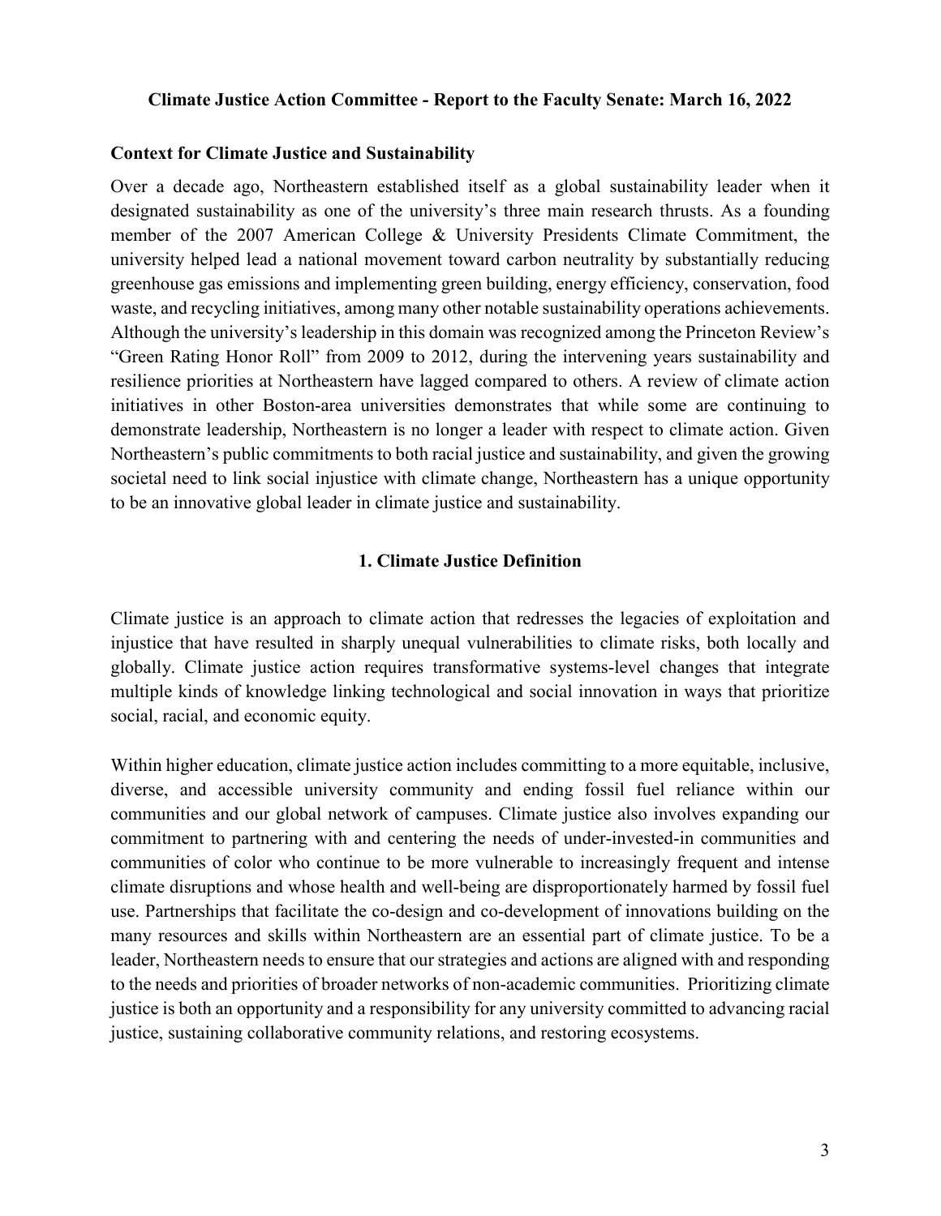**Climate Justice Action Committee - Report to the Faculty Senate: March 16, 2022**

## Context for Climate Justice and Sustainability

Over a decade ago, Northeastern established itself as a global sustainability leader when it designated sustainability as one of the university's three main research thrusts. As a founding member of the 2007 American College & University Presidents Climate Commitment, the university helped lead a national movement toward carbon neutrality by substantially reducing greenhouse gas emissions and implementing green building, energy efficiency, conservation, food waste, and recycling initiatives, among many other notable sustainability operations achievements. Although the university's leadership in this domain was recognized among the Princeton Review's "Green Rating Honor Roll" from 2009 to 2012, during the intervening years sustainability and resilience priorities at Northeastern have lagged compared to others. A review of climate action initiatives in other Boston-area universities demonstrates that while some are continuing to demonstrate leadership, Northeastern is no longer a leader with respect to climate action. Given Northeastern's public commitments to both racial justice and sustainability, and given the growing societal need to link social injustice with climate change, Northeastern has a unique opportunity to be an innovative global leader in climate justice and sustainability.

## 1. Climate Justice Definition

Climate justice is an approach to climate action that redresses the legacies of exploitation and injustice that have resulted in sharply unequal vulnerabilities to climate risks, both locally and globally. Climate justice action requires transformative systems-level changes that integrate multiple kinds of knowledge linking technological and social innovation in ways that prioritize social, racial, and economic equity.

Within higher education, climate justice action includes committing to a more equitable, inclusive, diverse, and accessible university community and ending fossil fuel reliance within our communities and our global network of campuses. Climate justice also involves expanding our commitment to partnering with and centering the needs of under-invested-in communities and communities of color who continue to be more vulnerable to increasingly frequent and intense climate disruptions and whose health and well-being are disproportionately harmed by fossil fuel use. Partnerships that facilitate the co-design and co-development of innovations building on the many resources and skills within Northeastern are an essential part of climate justice. To be a leader, Northeastern needs to ensure that our strategies and actions are aligned with and responding to the needs and priorities of broader networks of non-academic communities. Prioritizing climate justice is both an opportunity and a responsibility for any university committed to advancing racial justice, sustaining collaborative community relations, and restoring ecosystems.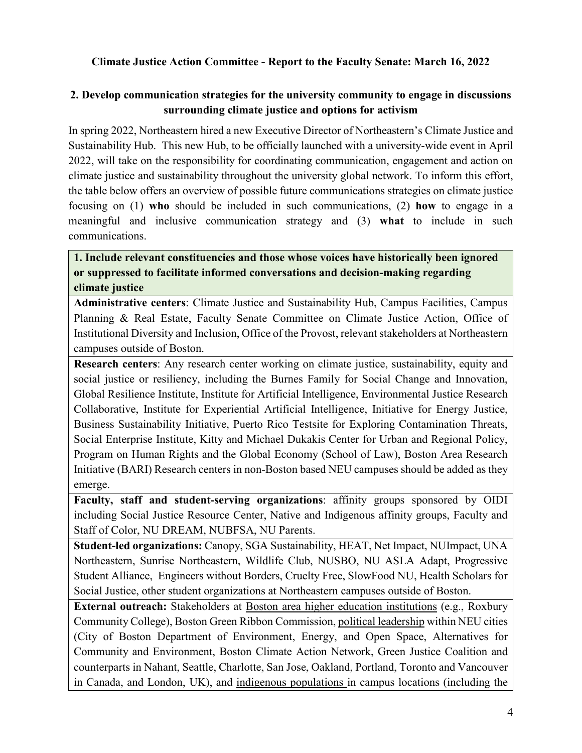**Climate Justice Action Committee - Report to the Faculty Senate: March 16, 2022**

## 2. Develop communication strategies for the university community to engage in discussions surrounding climate justice and options for activism

In spring 2022, Northeastern hired a new Executive Director of Northeastern's Climate Justice and Sustainability Hub. This new Hub, to be officially launched with a university-wide event in April 2022, will take on the responsibility for coordinating communication, engagement and action on climate justice and sustainability throughout the university global network. To inform this effort, the table below offers an overview of possible future communications strategies on climate justice focusing on (1) **who** should be included in such communications, (2) **how** to engage in a meaningful and inclusive communication strategy and (3) **what** to include in such communications.

| **1. Include relevant constituencies and those whose voices have historically been ignored or suppressed to facilitate informed conversations and decision-making regarding climate justice** |
|---|
| **Administrative centers**: Climate Justice and Sustainability Hub, Campus Facilities, Campus Planning & Real Estate, Faculty Senate Committee on Climate Justice Action, Office of Institutional Diversity and Inclusion, Office of the Provost, relevant stakeholders at Northeastern campuses outside of Boston. |
| **Research centers**: Any research center working on climate justice, sustainability, equity and social justice or resiliency, including the Burnes Family for Social Change and Innovation, Global Resilience Institute, Institute for Artificial Intelligence, Environmental Justice Research Collaborative, Institute for Experiential Artificial Intelligence, Initiative for Energy Justice, Business Sustainability Initiative, Puerto Rico Testsite for Exploring Contamination Threats, Social Enterprise Institute, Kitty and Michael Dukakis Center for Urban and Regional Policy, Program on Human Rights and the Global Economy (School of Law), Boston Area Research Initiative (BARI) Research centers in non-Boston based NEU campuses should be added as they emerge. |
| **Faculty, staff and student-serving organizations**: affinity groups sponsored by OIDI including Social Justice Resource Center, Native and Indigenous affinity groups, Faculty and Staff of Color, NU DREAM, NUBFSA, NU Parents. |
| **Student-led organizations:** Canopy, SGA Sustainability, HEAT, Net Impact, NUImpact, UNA Northeastern, Sunrise Northeastern, Wildlife Club, NUSBO, NU ASLA Adapt, Progressive Student Alliance, Engineers without Borders, Cruelty Free, SlowFood NU, Health Scholars for Social Justice, other student organizations at Northeastern campuses outside of Boston. |
| **External outreach:** Stakeholders at Boston area higher education institutions (e.g., Roxbury Community College), Boston Green Ribbon Commission, political leadership within NEU cities (City of Boston Department of Environment, Energy, and Open Space, Alternatives for Community and Environment, Boston Climate Action Network, Green Justice Coalition and counterparts in Nahant, Seattle, Charlotte, San Jose, Oakland, Portland, Toronto and Vancouver in Canada, and London, UK), and indigenous populations in campus locations (including the |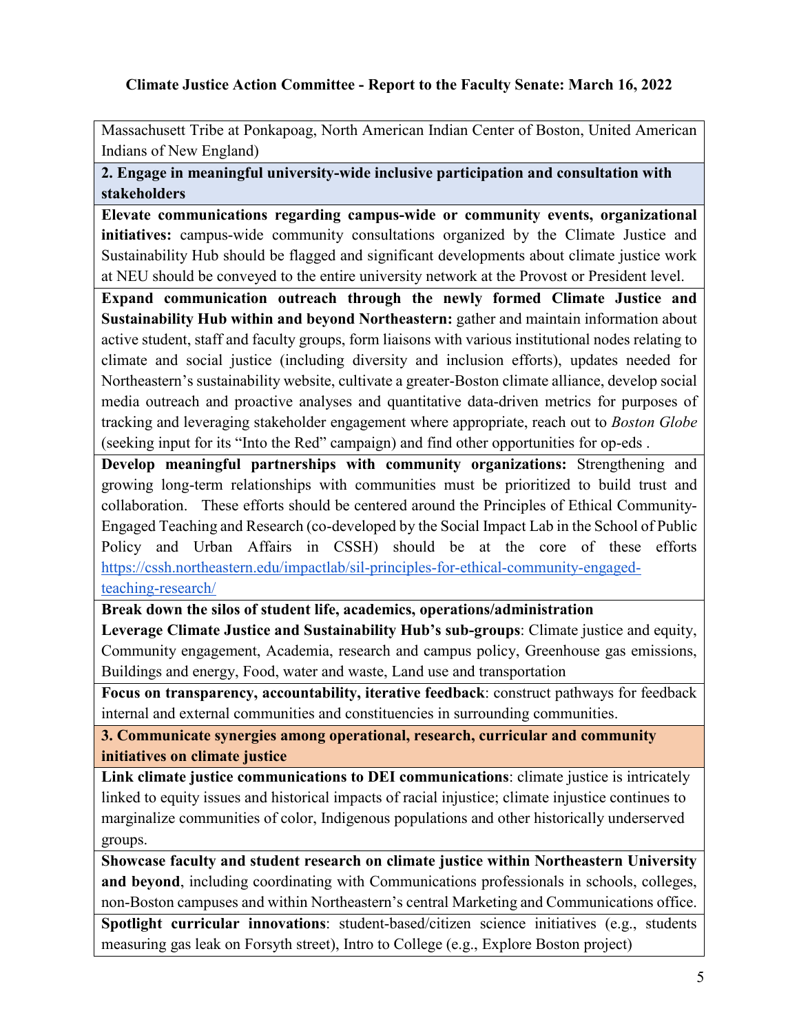**Climate Justice Action Committee - Report to the Faculty Senate: March 16, 2022**

| |
|---|
| Massachusett Tribe at Ponkapoag, North American Indian Center of Boston, United American Indians of New England) |
| **2. Engage in meaningful university-wide inclusive participation and consultation with stakeholders** |
| **Elevate communications regarding campus-wide or community events, organizational initiatives:** campus-wide community consultations organized by the Climate Justice and Sustainability Hub should be flagged and significant developments about climate justice work at NEU should be conveyed to the entire university network at the Provost or President level. |
| **Expand communication outreach through the newly formed Climate Justice and Sustainability Hub within and beyond Northeastern:** gather and maintain information about active student, staff and faculty groups, form liaisons with various institutional nodes relating to climate and social justice (including diversity and inclusion efforts), updates needed for Northeastern's sustainability website, cultivate a greater-Boston climate alliance, develop social media outreach and proactive analyses and quantitative data-driven metrics for purposes of tracking and leveraging stakeholder engagement where appropriate, reach out to *Boston Globe* (seeking input for its "Into the Red" campaign) and find other opportunities for op-eds . |
| **Develop meaningful partnerships with community organizations:** Strengthening and growing long-term relationships with communities must be prioritized to build trust and collaboration. These efforts should be centered around the Principles of Ethical Community-Engaged Teaching and Research (co-developed by the Social Impact Lab in the School of Public Policy and Urban Affairs in CSSH) should be at the core of these efforts https://cssh.northeastern.edu/impactlab/sil-principles-for-ethical-community-engaged-teaching-research/ |
| **Break down the silos of student life, academics, operations/administration** **Leverage Climate Justice and Sustainability Hub's sub-groups**: Climate justice and equity, Community engagement, Academia, research and campus policy, Greenhouse gas emissions, Buildings and energy, Food, water and waste, Land use and transportation |
| **Focus on transparency, accountability, iterative feedback**: construct pathways for feedback internal and external communities and constituencies in surrounding communities. |
| **3. Communicate synergies among operational, research, curricular and community initiatives on climate justice** |
| **Link climate justice communications to DEI communications**: climate justice is intricately linked to equity issues and historical impacts of racial injustice; climate injustice continues to marginalize communities of color, Indigenous populations and other historically underserved groups. |
| **Showcase faculty and student research on climate justice within Northeastern University and beyond**, including coordinating with Communications professionals in schools, colleges, non-Boston campuses and within Northeastern's central Marketing and Communications office. |
| **Spotlight curricular innovations**: student-based/citizen science initiatives (e.g., students measuring gas leak on Forsyth street), Intro to College (e.g., Explore Boston project) |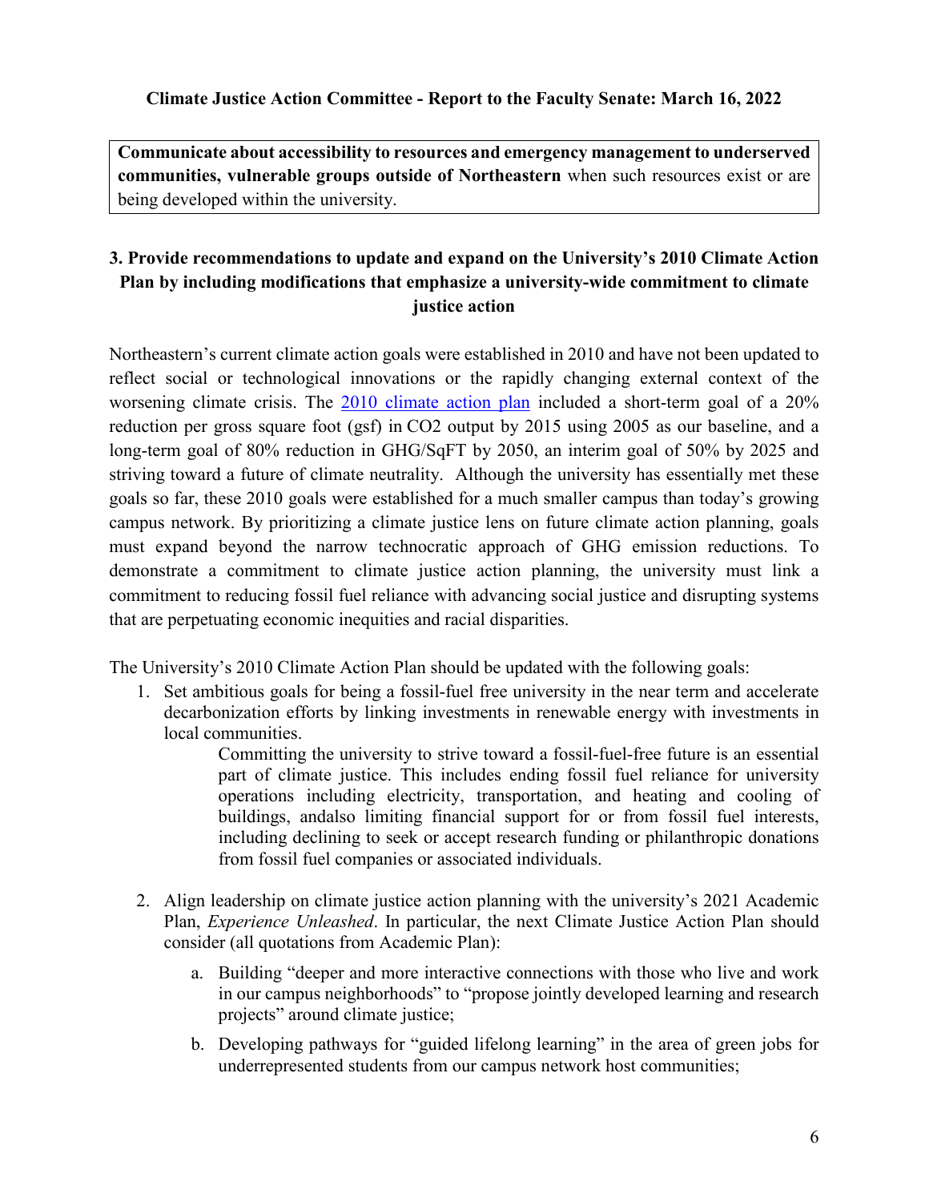**Communicate about accessibility to resources and emergency management to underserved communities, vulnerable groups outside of Northeastern** when such resources exist or are being developed within the university.

### 3. Provide recommendations to update and expand on the University's 2010 Climate Action Plan by including modifications that emphasize a university-wide commitment to climate justice action

Northeastern's current climate action goals were established in 2010 and have not been updated to reflect social or technological innovations or the rapidly changing external context of the worsening climate crisis. The [2010 climate action plan] included a short-term goal of a 20% reduction per gross square foot (gsf) in $CO_2$ output by 2015 using 2005 as our baseline, and a long-term goal of 80% reduction in GHG/SqFT by 2050, an interim goal of 50% by 2025 and striving toward a future of climate neutrality. Although the university has essentially met these goals so far, these 2010 goals were established for a much smaller campus than today's growing campus network. By prioritizing a climate justice lens on future climate action planning, goals must expand beyond the narrow technocratic approach of GHG emission reductions. To demonstrate a commitment to climate justice action planning, the university must link a commitment to reducing fossil fuel reliance with advancing social justice and disrupting systems that are perpetuating economic inequities and racial disparities.

The University's 2010 Climate Action Plan should be updated with the following goals:

1. Set ambitious goals for being a fossil-fuel free university in the near term and accelerate decarbonization efforts by linking investments in renewable energy with investments in local communities.

   Committing the university to strive toward a fossil-fuel-free future is an essential part of climate justice. This includes ending fossil fuel reliance for university operations including electricity, transportation, and heating and cooling of buildings, andalso limiting financial support for or from fossil fuel interests, including declining to seek or accept research funding or philanthropic donations from fossil fuel companies or associated individuals.

2. Align leadership on climate justice action planning with the university's 2021 Academic Plan, *Experience Unleashed*. In particular, the next Climate Justice Action Plan should consider (all quotations from Academic Plan):

   a. Building "deeper and more interactive connections with those who live and work in our campus neighborhoods" to "propose jointly developed learning and research projects" around climate justice;

   b. Developing pathways for "guided lifelong learning" in the area of green jobs for underrepresented students from our campus network host communities;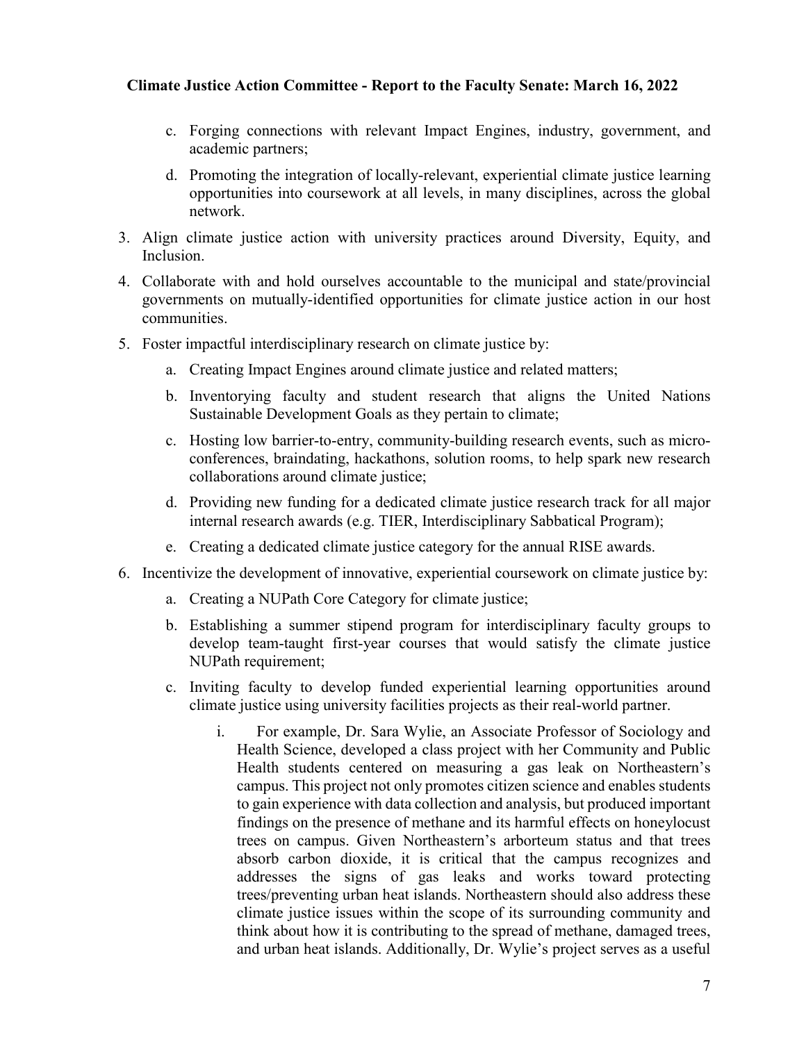c. Forging connections with relevant Impact Engines, industry, government, and academic partners;

d. Promoting the integration of locally-relevant, experiential climate justice learning opportunities into coursework at all levels, in many disciplines, across the global network.

3. Align climate justice action with university practices around Diversity, Equity, and Inclusion.

4. Collaborate with and hold ourselves accountable to the municipal and state/provincial governments on mutually-identified opportunities for climate justice action in our host communities.

5. Foster impactful interdisciplinary research on climate justice by:

   a. Creating Impact Engines around climate justice and related matters;

   b. Inventorying faculty and student research that aligns the United Nations Sustainable Development Goals as they pertain to climate;

   c. Hosting low barrier-to-entry, community-building research events, such as micro-conferences, braindating, hackathons, solution rooms, to help spark new research collaborations around climate justice;

   d. Providing new funding for a dedicated climate justice research track for all major internal research awards (e.g. TIER, Interdisciplinary Sabbatical Program);

   e. Creating a dedicated climate justice category for the annual RISE awards.

6. Incentivize the development of innovative, experiential coursework on climate justice by:

   a. Creating a NUPath Core Category for climate justice;

   b. Establishing a summer stipend program for interdisciplinary faculty groups to develop team-taught first-year courses that would satisfy the climate justice NUPath requirement;

   c. Inviting faculty to develop funded experiential learning opportunities around climate justice using university facilities projects as their real-world partner.

      i. For example, Dr. Sara Wylie, an Associate Professor of Sociology and Health Science, developed a class project with her Community and Public Health students centered on measuring a gas leak on Northeastern's campus. This project not only promotes citizen science and enables students to gain experience with data collection and analysis, but produced important findings on the presence of methane and its harmful effects on honeylocust trees on campus. Given Northeastern's arborteum status and that trees absorb carbon dioxide, it is critical that the campus recognizes and addresses the signs of gas leaks and works toward protecting trees/preventing urban heat islands. Northeastern should also address these climate justice issues within the scope of its surrounding community and think about how it is contributing to the spread of methane, damaged trees, and urban heat islands. Additionally, Dr. Wylie's project serves as a useful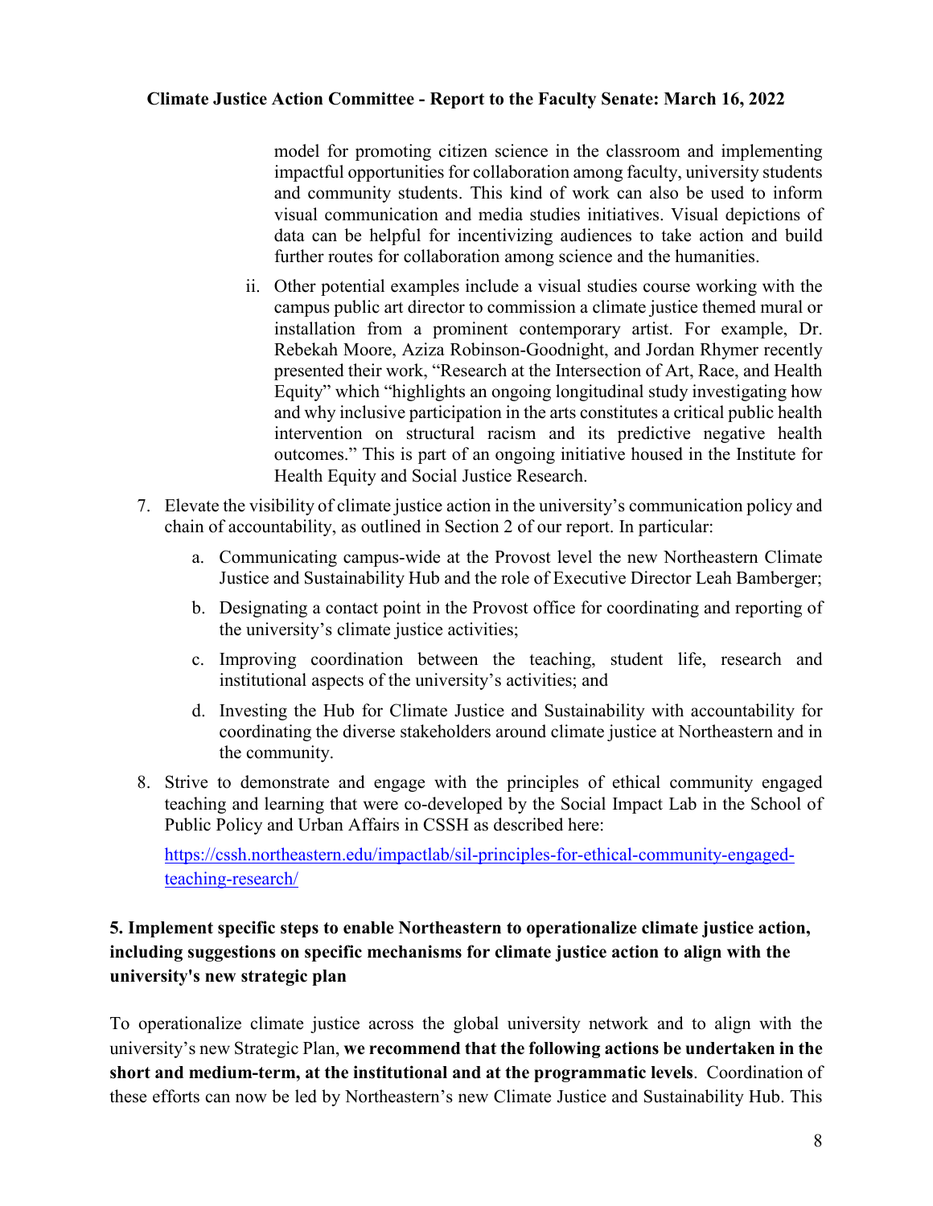model for promoting citizen science in the classroom and implementing impactful opportunities for collaboration among faculty, university students and community students. This kind of work can also be used to inform visual communication and media studies initiatives. Visual depictions of data can be helpful for incentivizing audiences to take action and build further routes for collaboration among science and the humanities.

   ii. Other potential examples include a visual studies course working with the campus public art director to commission a climate justice themed mural or installation from a prominent contemporary artist. For example, Dr. Rebekah Moore, Aziza Robinson-Goodnight, and Jordan Rhymer recently presented their work, "Research at the Intersection of Art, Race, and Health Equity" which "highlights an ongoing longitudinal study investigating how and why inclusive participation in the arts constitutes a critical public health intervention on structural racism and its predictive negative health outcomes." This is part of an ongoing initiative housed in the Institute for Health Equity and Social Justice Research.

7. Elevate the visibility of climate justice action in the university's communication policy and chain of accountability, as outlined in Section 2 of our report. In particular:

   a. Communicating campus-wide at the Provost level the new Northeastern Climate Justice and Sustainability Hub and the role of Executive Director Leah Bamberger;

   b. Designating a contact point in the Provost office for coordinating and reporting of the university's climate justice activities;

   c. Improving coordination between the teaching, student life, research and institutional aspects of the university's activities; and

   d. Investing the Hub for Climate Justice and Sustainability with accountability for coordinating the diverse stakeholders around climate justice at Northeastern and in the community.

8. Strive to demonstrate and engage with the principles of ethical community engaged teaching and learning that were co-developed by the Social Impact Lab in the School of Public Policy and Urban Affairs in CSSH as described here:

   [https://cssh.northeastern.edu/impactlab/sil-principles-for-ethical-community-engaged-teaching-research/](https://cssh.northeastern.edu/impactlab/sil-principles-for-ethical-community-engaged-teaching-research/)

### 5. Implement specific steps to enable Northeastern to operationalize climate justice action, including suggestions on specific mechanisms for climate justice action to align with the university's new strategic plan

To operationalize climate justice across the global university network and to align with the university's new Strategic Plan, **we recommend that the following actions be undertaken in the short and medium-term, at the institutional and at the programmatic levels**. Coordination of these efforts can now be led by Northeastern's new Climate Justice and Sustainability Hub. This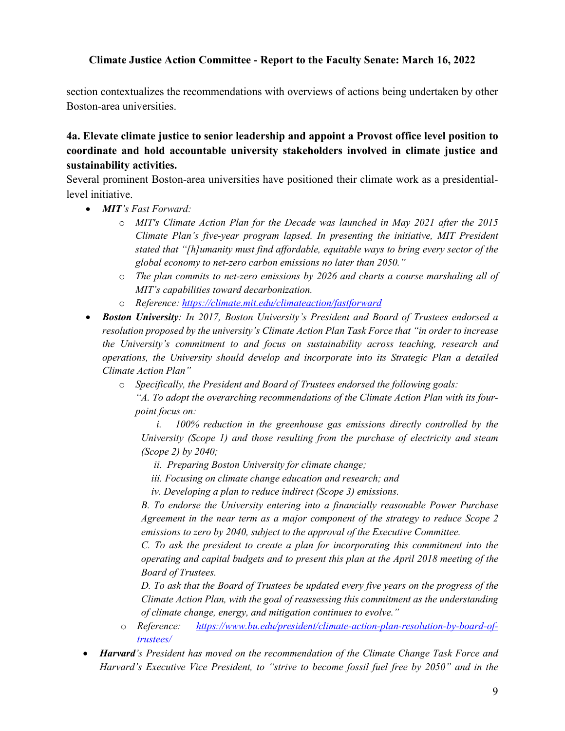section contextualizes the recommendations with overviews of actions being undertaken by other Boston-area universities.

### 4a. Elevate climate justice to senior leadership and appoint a Provost office level position to coordinate and hold accountable university stakeholders involved in climate justice and sustainability activities.

Several prominent Boston-area universities have positioned their climate work as a presidential-level initiative.

- ***MIT****'s Fast Forward:*
  - *MIT's Climate Action Plan for the Decade was launched in May 2021 after the 2015 Climate Plan's five-year program lapsed. In presenting the initiative, MIT President stated that "[h]umanity must find affordable, equitable ways to bring every sector of the global economy to net-zero carbon emissions no later than 2050."*
  - *The plan commits to net-zero emissions by 2026 and charts a course marshaling all of MIT's capabilities toward decarbonization.*
  - *Reference: https://climate.mit.edu/climateaction/fastforward*
- ***Boston University****: In 2017, Boston University's President and Board of Trustees endorsed a resolution proposed by the university's Climate Action Plan Task Force that "in order to increase the University's commitment to and focus on sustainability across teaching, research and operations, the University should develop and incorporate into its Strategic Plan a detailed Climate Action Plan"*
  - *Specifically, the President and Board of Trustees endorsed the following goals:*
    *"A. To adopt the overarching recommendations of the Climate Action Plan with its four-point focus on:*

      *i. 100% reduction in the greenhouse gas emissions directly controlled by the University (Scope 1) and those resulting from the purchase of electricity and steam (Scope 2) by 2040;*

      *ii. Preparing Boston University for climate change;*

      *iii. Focusing on climate change education and research; and*

      *iv. Developing a plan to reduce indirect (Scope 3) emissions.*

    *B. To endorse the University entering into a financially reasonable Power Purchase Agreement in the near term as a major component of the strategy to reduce Scope 2 emissions to zero by 2040, subject to the approval of the Executive Committee.*

    *C. To ask the president to create a plan for incorporating this commitment into the operating and capital budgets and to present this plan at the April 2018 meeting of the Board of Trustees.*

    *D. To ask that the Board of Trustees be updated every five years on the progress of the Climate Action Plan, with the goal of reassessing this commitment as the understanding of climate change, energy, and mitigation continues to evolve."*
  - *Reference: https://www.bu.edu/president/climate-action-plan-resolution-by-board-of-trustees/*
- ***Harvard****'s President has moved on the recommendation of the Climate Change Task Force and Harvard's Executive Vice President, to "strive to become fossil fuel free by 2050" and in the*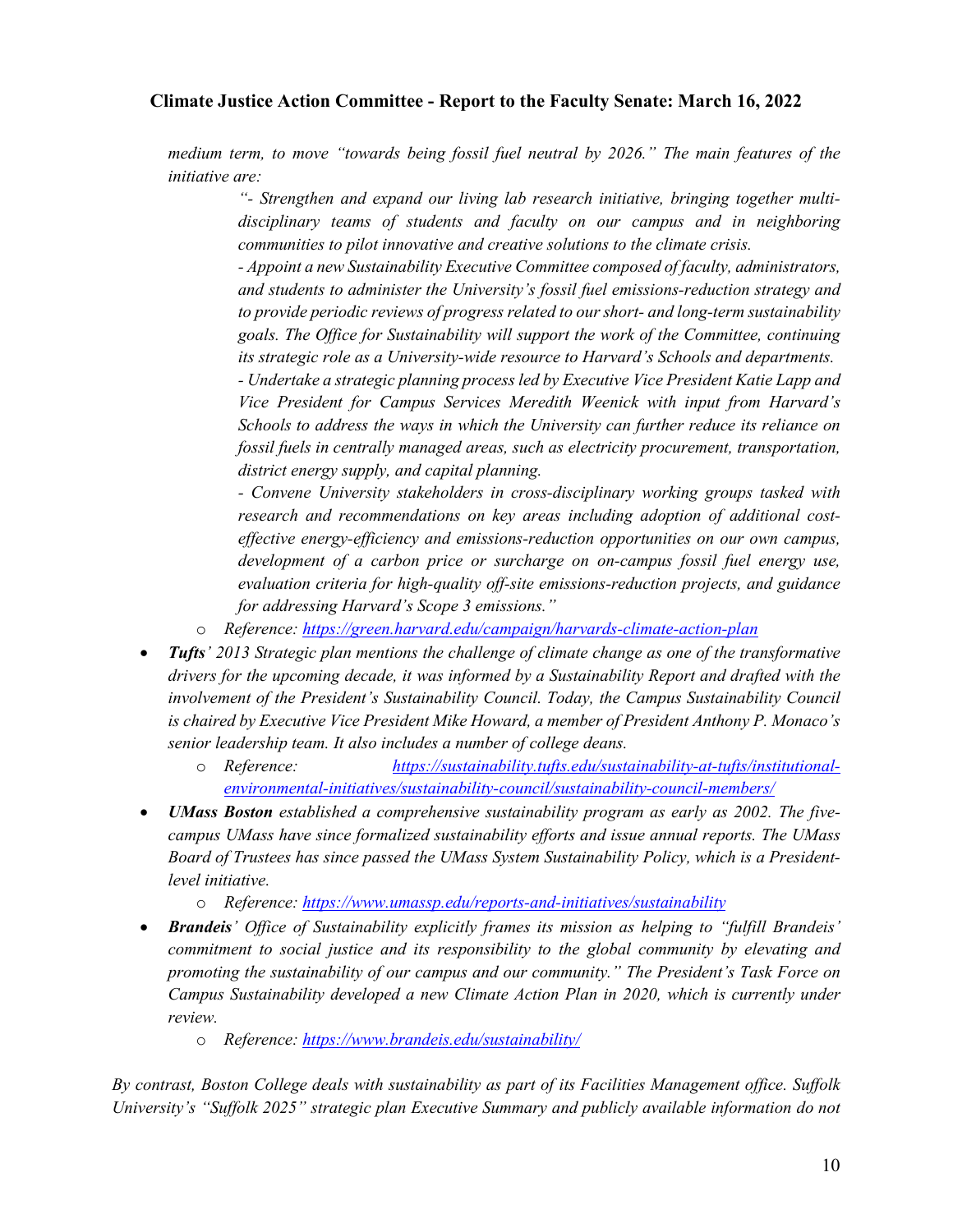*medium term, to move "towards being fossil fuel neutral by 2026." The main features of the initiative are:*

> *"- Strengthen and expand our living lab research initiative, bringing together multi-disciplinary teams of students and faculty on our campus and in neighboring communities to pilot innovative and creative solutions to the climate crisis.*
>
> *- Appoint a new Sustainability Executive Committee composed of faculty, administrators, and students to administer the University's fossil fuel emissions-reduction strategy and to provide periodic reviews of progress related to our short- and long-term sustainability goals. The Office for Sustainability will support the work of the Committee, continuing its strategic role as a University-wide resource to Harvard's Schools and departments.*
>
> *- Undertake a strategic planning process led by Executive Vice President Katie Lapp and Vice President for Campus Services Meredith Weenick with input from Harvard's Schools to address the ways in which the University can further reduce its reliance on fossil fuels in centrally managed areas, such as electricity procurement, transportation, district energy supply, and capital planning.*
>
> *- Convene University stakeholders in cross-disciplinary working groups tasked with research and recommendations on key areas including adoption of additional cost-effective energy-efficiency and emissions-reduction opportunities on our own campus, development of a carbon price or surcharge on on-campus fossil fuel energy use, evaluation criteria for high-quality off-site emissions-reduction projects, and guidance for addressing Harvard's Scope 3 emissions."*

  - *Reference: https://green.harvard.edu/campaign/harvards-climate-action-plan*

- ***Tufts**' 2013 Strategic plan mentions the challenge of climate change as one of the transformative drivers for the upcoming decade, it was informed by a Sustainability Report and drafted with the involvement of the President's Sustainability Council. Today, the Campus Sustainability Council is chaired by Executive Vice President Mike Howard, a member of President Anthony P. Monaco's senior leadership team. It also includes a number of college deans.*
  - *Reference: https://sustainability.tufts.edu/sustainability-at-tufts/institutional-environmental-initiatives/sustainability-council/sustainability-council-members/*
- ***UMass Boston** established a comprehensive sustainability program as early as 2002. The five-campus UMass have since formalized sustainability efforts and issue annual reports. The UMass Board of Trustees has since passed the UMass System Sustainability Policy, which is a President-level initiative.*
  - *Reference: https://www.umassp.edu/reports-and-initiatives/sustainability*
- ***Brandeis**' Office of Sustainability explicitly frames its mission as helping to "fulfill Brandeis' commitment to social justice and its responsibility to the global community by elevating and promoting the sustainability of our campus and our community." The President's Task Force on Campus Sustainability developed a new Climate Action Plan in 2020, which is currently under review.*
  - *Reference: https://www.brandeis.edu/sustainability/*

*By contrast, Boston College deals with sustainability as part of its Facilities Management office. Suffolk University's "Suffolk 2025" strategic plan Executive Summary and publicly available information do not*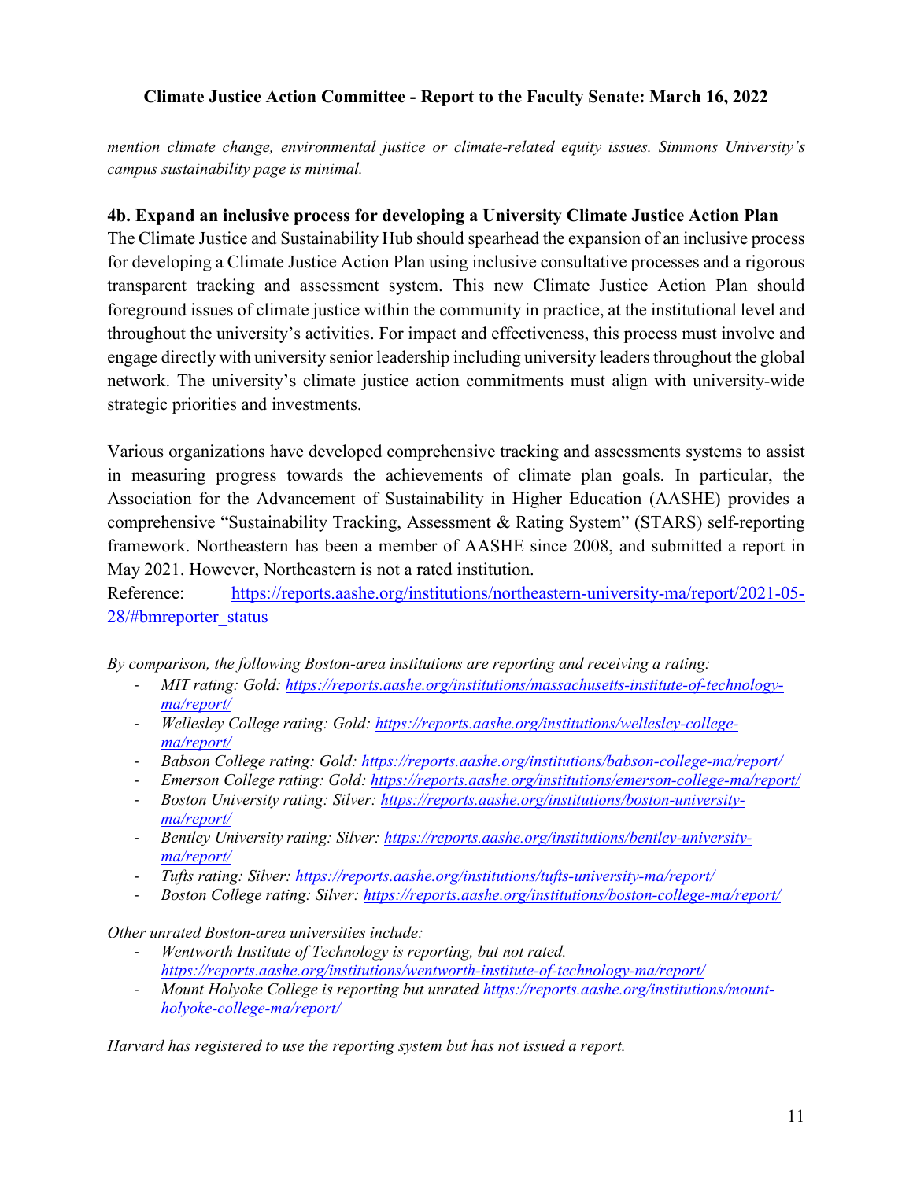*mention climate change, environmental justice or climate-related equity issues. Simmons University's campus sustainability page is minimal.*

### 4b. Expand an inclusive process for developing a University Climate Justice Action Plan

The Climate Justice and Sustainability Hub should spearhead the expansion of an inclusive process for developing a Climate Justice Action Plan using inclusive consultative processes and a rigorous transparent tracking and assessment system. This new Climate Justice Action Plan should foreground issues of climate justice within the community in practice, at the institutional level and throughout the university's activities. For impact and effectiveness, this process must involve and engage directly with university senior leadership including university leaders throughout the global network. The university's climate justice action commitments must align with university-wide strategic priorities and investments.

Various organizations have developed comprehensive tracking and assessments systems to assist in measuring progress towards the achievements of climate plan goals. In particular, the Association for the Advancement of Sustainability in Higher Education (AASHE) provides a comprehensive "Sustainability Tracking, Assessment & Rating System" (STARS) self-reporting framework. Northeastern has been a member of AASHE since 2008, and submitted a report in May 2021. However, Northeastern is not a rated institution.
Reference: https://reports.aashe.org/institutions/northeastern-university-ma/report/2021-05-28/#bmreporter_status

*By comparison, the following Boston-area institutions are reporting and receiving a rating:*

- *MIT rating: Gold: https://reports.aashe.org/institutions/massachusetts-institute-of-technology-ma/report/*
- *Wellesley College rating: Gold: https://reports.aashe.org/institutions/wellesley-college-ma/report/*
- *Babson College rating: Gold: https://reports.aashe.org/institutions/babson-college-ma/report/*
- *Emerson College rating: Gold: https://reports.aashe.org/institutions/emerson-college-ma/report/*
- *Boston University rating: Silver: https://reports.aashe.org/institutions/boston-university-ma/report/*
- *Bentley University rating: Silver: https://reports.aashe.org/institutions/bentley-university-ma/report/*
- *Tufts rating: Silver: https://reports.aashe.org/institutions/tufts-university-ma/report/*
- *Boston College rating: Silver: https://reports.aashe.org/institutions/boston-college-ma/report/*

*Other unrated Boston-area universities include:*

- *Wentworth Institute of Technology is reporting, but not rated. https://reports.aashe.org/institutions/wentworth-institute-of-technology-ma/report/*
- *Mount Holyoke College is reporting but unrated https://reports.aashe.org/institutions/mount-holyoke-college-ma/report/*

*Harvard has registered to use the reporting system but has not issued a report.*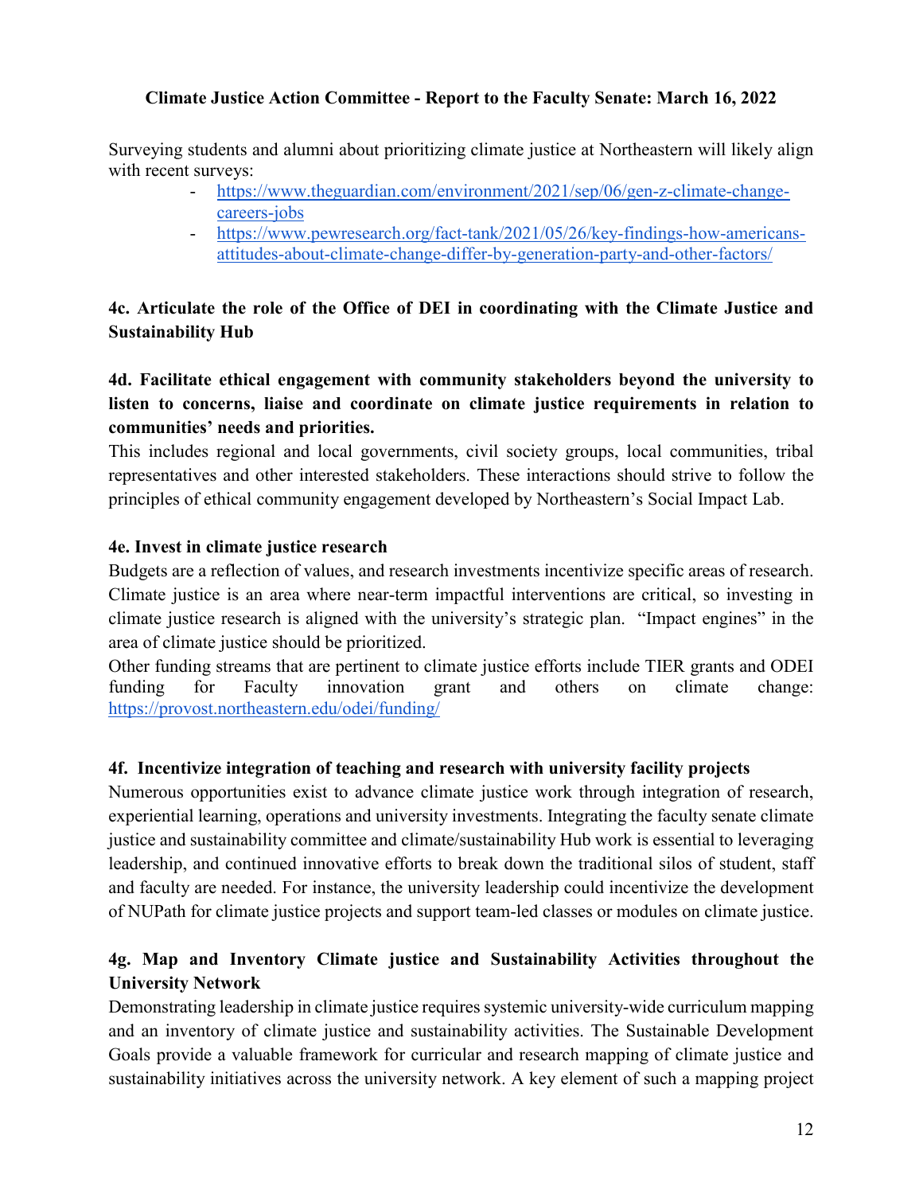**Climate Justice Action Committee - Report to the Faculty Senate: March 16, 2022**

Surveying students and alumni about prioritizing climate justice at Northeastern will likely align with recent surveys:

- https://www.theguardian.com/environment/2021/sep/06/gen-z-climate-change-careers-jobs
- https://www.pewresearch.org/fact-tank/2021/05/26/key-findings-how-americans-attitudes-about-climate-change-differ-by-generation-party-and-other-factors/

**4c. Articulate the role of the Office of DEI in coordinating with the Climate Justice and Sustainability Hub**

**4d. Facilitate ethical engagement with community stakeholders beyond the university to listen to concerns, liaise and coordinate on climate justice requirements in relation to communities' needs and priorities.**

This includes regional and local governments, civil society groups, local communities, tribal representatives and other interested stakeholders. These interactions should strive to follow the principles of ethical community engagement developed by Northeastern's Social Impact Lab.

**4e. Invest in climate justice research**

Budgets are a reflection of values, and research investments incentivize specific areas of research. Climate justice is an area where near-term impactful interventions are critical, so investing in climate justice research is aligned with the university's strategic plan. "Impact engines" in the area of climate justice should be prioritized.

Other funding streams that are pertinent to climate justice efforts include TIER grants and ODEI funding for Faculty innovation grant and others on climate change: https://provost.northeastern.edu/odei/funding/

**4f. Incentivize integration of teaching and research with university facility projects**

Numerous opportunities exist to advance climate justice work through integration of research, experiential learning, operations and university investments. Integrating the faculty senate climate justice and sustainability committee and climate/sustainability Hub work is essential to leveraging leadership, and continued innovative efforts to break down the traditional silos of student, staff and faculty are needed. For instance, the university leadership could incentivize the development of NUPath for climate justice projects and support team-led classes or modules on climate justice.

**4g. Map and Inventory Climate justice and Sustainability Activities throughout the University Network**

Demonstrating leadership in climate justice requires systemic university-wide curriculum mapping and an inventory of climate justice and sustainability activities. The Sustainable Development Goals provide a valuable framework for curricular and research mapping of climate justice and sustainability initiatives across the university network. A key element of such a mapping project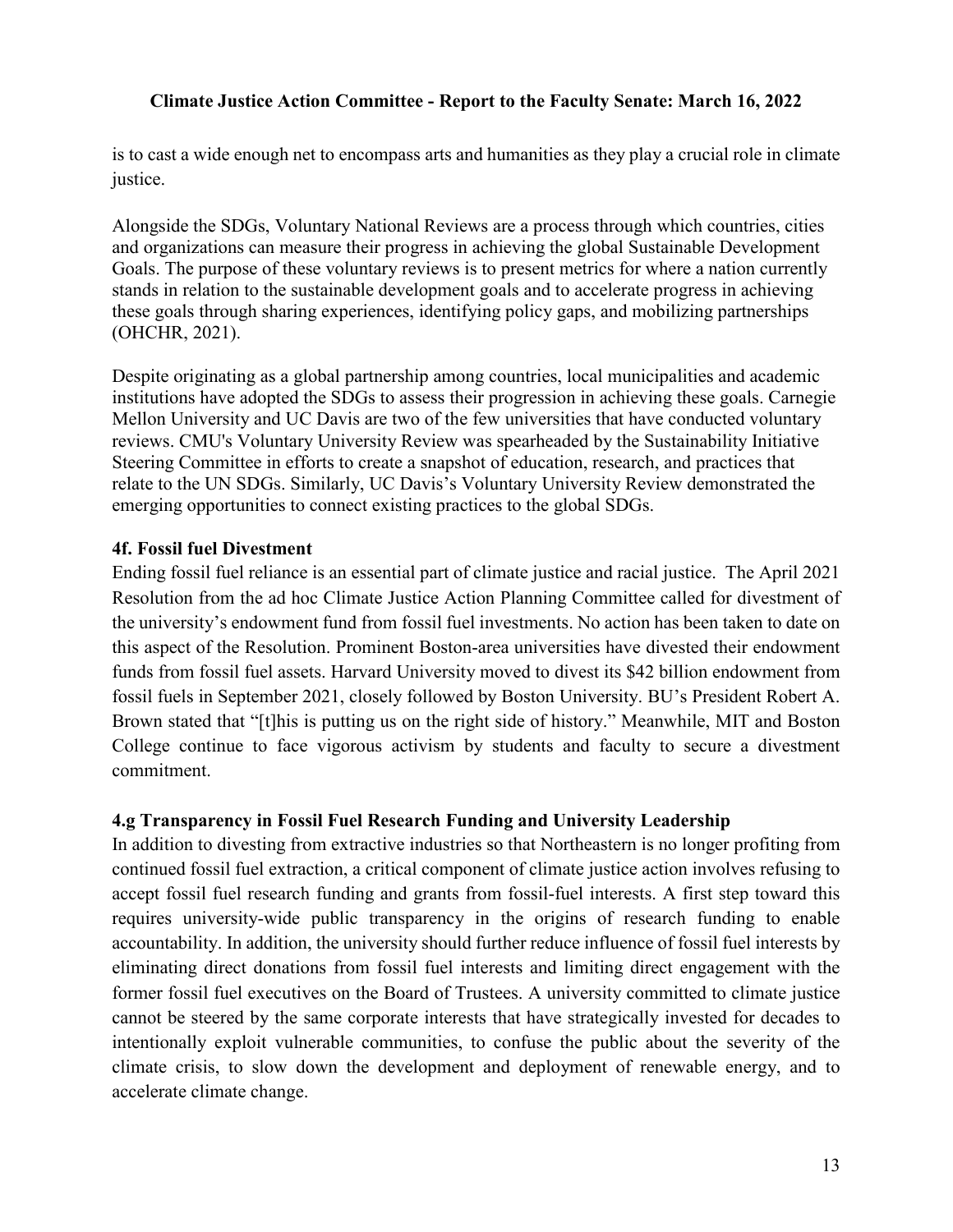is to cast a wide enough net to encompass arts and humanities as they play a crucial role in climate justice.

Alongside the SDGs, Voluntary National Reviews are a process through which countries, cities and organizations can measure their progress in achieving the global Sustainable Development Goals. The purpose of these voluntary reviews is to present metrics for where a nation currently stands in relation to the sustainable development goals and to accelerate progress in achieving these goals through sharing experiences, identifying policy gaps, and mobilizing partnerships (OHCHR, 2021).

Despite originating as a global partnership among countries, local municipalities and academic institutions have adopted the SDGs to assess their progression in achieving these goals. Carnegie Mellon University and UC Davis are two of the few universities that have conducted voluntary reviews. CMU's Voluntary University Review was spearheaded by the Sustainability Initiative Steering Committee in efforts to create a snapshot of education, research, and practices that relate to the UN SDGs. Similarly, UC Davis's Voluntary University Review demonstrated the emerging opportunities to connect existing practices to the global SDGs.

### 4f. Fossil fuel Divestment

Ending fossil fuel reliance is an essential part of climate justice and racial justice. The April 2021 Resolution from the ad hoc Climate Justice Action Planning Committee called for divestment of the university's endowment fund from fossil fuel investments. No action has been taken to date on this aspect of the Resolution. Prominent Boston-area universities have divested their endowment funds from fossil fuel assets. Harvard University moved to divest its $42 billion endowment from fossil fuels in September 2021, closely followed by Boston University. BU's President Robert A. Brown stated that "[t]his is putting us on the right side of history." Meanwhile, MIT and Boston College continue to face vigorous activism by students and faculty to secure a divestment commitment.

### 4.g Transparency in Fossil Fuel Research Funding and University Leadership

In addition to divesting from extractive industries so that Northeastern is no longer profiting from continued fossil fuel extraction, a critical component of climate justice action involves refusing to accept fossil fuel research funding and grants from fossil-fuel interests. A first step toward this requires university-wide public transparency in the origins of research funding to enable accountability. In addition, the university should further reduce influence of fossil fuel interests by eliminating direct donations from fossil fuel interests and limiting direct engagement with the former fossil fuel executives on the Board of Trustees. A university committed to climate justice cannot be steered by the same corporate interests that have strategically invested for decades to intentionally exploit vulnerable communities, to confuse the public about the severity of the climate crisis, to slow down the development and deployment of renewable energy, and to accelerate climate change.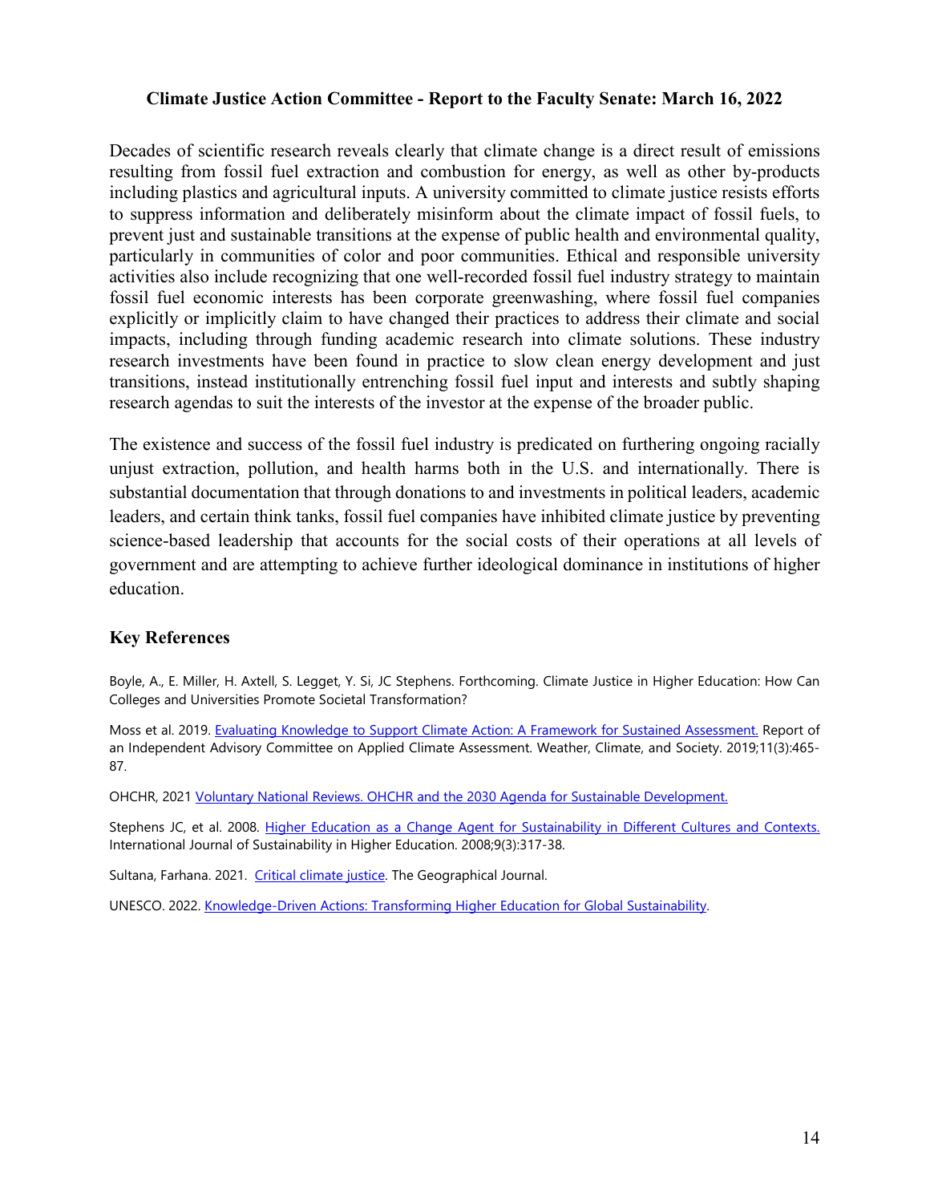**Climate Justice Action Committee - Report to the Faculty Senate: March 16, 2022**

Decades of scientific research reveals clearly that climate change is a direct result of emissions resulting from fossil fuel extraction and combustion for energy, as well as other by-products including plastics and agricultural inputs. A university committed to climate justice resists efforts to suppress information and deliberately misinform about the climate impact of fossil fuels, to prevent just and sustainable transitions at the expense of public health and environmental quality, particularly in communities of color and poor communities. Ethical and responsible university activities also include recognizing that one well-recorded fossil fuel industry strategy to maintain fossil fuel economic interests has been corporate greenwashing, where fossil fuel companies explicitly or implicitly claim to have changed their practices to address their climate and social impacts, including through funding academic research into climate solutions. These industry research investments have been found in practice to slow clean energy development and just transitions, instead institutionally entrenching fossil fuel input and interests and subtly shaping research agendas to suit the interests of the investor at the expense of the broader public.

The existence and success of the fossil fuel industry is predicated on furthering ongoing racially unjust extraction, pollution, and health harms both in the U.S. and internationally. There is substantial documentation that through donations to and investments in political leaders, academic leaders, and certain think tanks, fossil fuel companies have inhibited climate justice by preventing science-based leadership that accounts for the social costs of their operations at all levels of government and are attempting to achieve further ideological dominance in institutions of higher education.

## Key References

Boyle, A., E. Miller, H. Axtell, S. Legget, Y. Si, JC Stephens. Forthcoming. Climate Justice in Higher Education: How Can Colleges and Universities Promote Societal Transformation?

Moss et al. 2019. Evaluating Knowledge to Support Climate Action: A Framework for Sustained Assessment. Report of an Independent Advisory Committee on Applied Climate Assessment. Weather, Climate, and Society. 2019;11(3):465-87.

OHCHR, 2021 Voluntary National Reviews. OHCHR and the 2030 Agenda for Sustainable Development.

Stephens JC, et al. 2008. Higher Education as a Change Agent for Sustainability in Different Cultures and Contexts. International Journal of Sustainability in Higher Education. 2008;9(3):317-38.

Sultana, Farhana. 2021. Critical climate justice. The Geographical Journal.

UNESCO. 2022. Knowledge-Driven Actions: Transforming Higher Education for Global Sustainability.